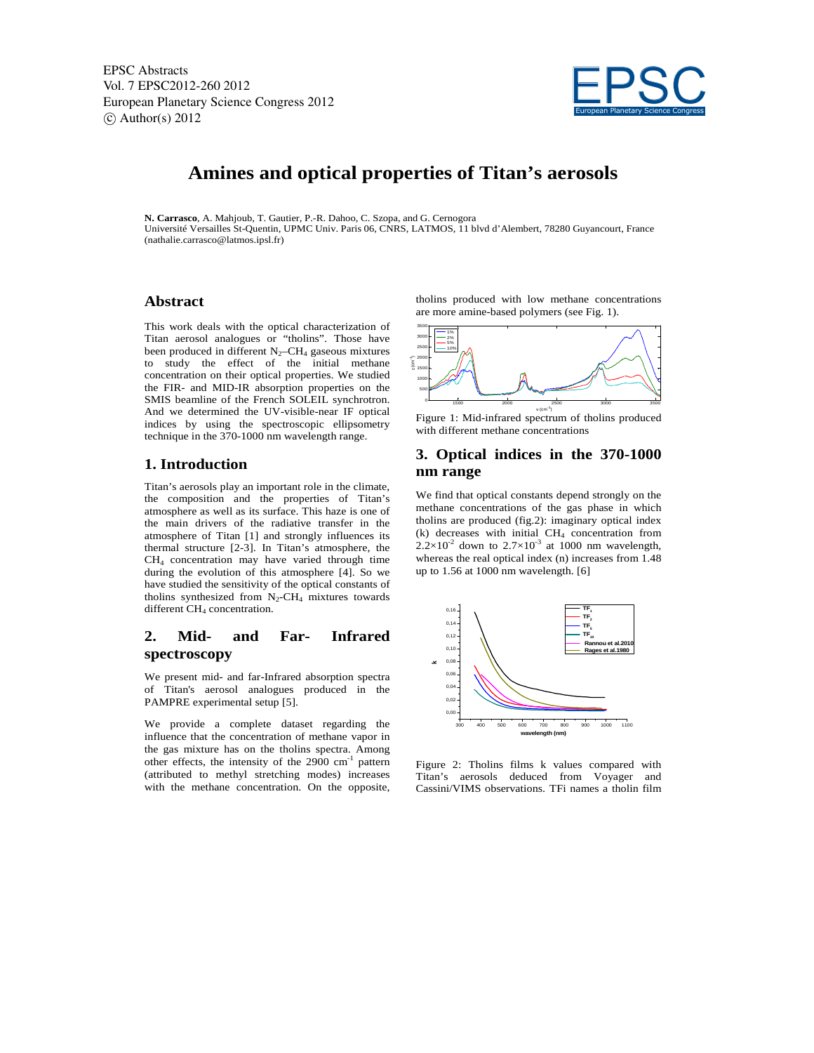# Amines and optical properties of Titan's aerosols

**N. Carrasco**, A. Mahjoub, T. Gautier, P.-R. Dahoo, C. Szopa, and G. Cernogora
Université Versailles St-Quentin, UPMC Univ. Paris 06, CNRS, LATMOS, 11 blvd d'Alembert, 78280 Guyancourt, France
(nathalie.carrasco@latmos.ipsl.fr)

## Abstract

This work deals with the optical characterization of Titan aerosol analogues or "tholins". Those have been produced in different $N_2$–$CH_4$ gaseous mixtures to study the effect of the initial methane concentration on their optical properties. We studied the FIR- and MID-IR absorption properties on the SMIS beamline of the French SOLEIL synchrotron. And we determined the UV-visible-near IF optical indices by using the spectroscopic ellipsometry technique in the 370-1000 nm wavelength range.

## 1. Introduction

Titan's aerosols play an important role in the climate, the composition and the properties of Titan's atmosphere as well as its surface. This haze is one of the main drivers of the radiative transfer in the atmosphere of Titan [1] and strongly influences its thermal structure [2-3]. In Titan's atmosphere, the $CH_4$ concentration may have varied through time during the evolution of this atmosphere [4]. So we have studied the sensitivity of the optical constants of tholins synthesized from $N_2$-$CH_4$ mixtures towards different $CH_4$ concentration.

## 2. Mid- and Far- Infrared spectroscopy

We present mid- and far-Infrared absorption spectra of Titan's aerosol analogues produced in the PAMPRE experimental setup [5].

We provide a complete dataset regarding the influence that the concentration of methane vapor in the gas mixture has on the tholins spectra. Among other effects, the intensity of the 2900 $cm^{-1}$ pattern (attributed to methyl stretching modes) increases with the methane concentration. On the opposite, tholins produced with low methane concentrations are more amine-based polymers (see Fig. 1).

Figure 1: Mid-infrared spectrum of tholins produced with different methane concentrations

## 3. Optical indices in the 370-1000 nm range

We find that optical constants depend strongly on the methane concentrations of the gas phase in which tholins are produced (fig.2): imaginary optical index (k) decreases with initial $CH_4$ concentration from $2.2\times10^{-2}$ down to $2.7\times10^{-3}$ at 1000 nm wavelength, whereas the real optical index (n) increases from 1.48 up to 1.56 at 1000 nm wavelength. [6]

Figure 2: Tholins films k values compared with Titan's aerosols deduced from Voyager and Cassini/VIMS observations. TFi names a tholin film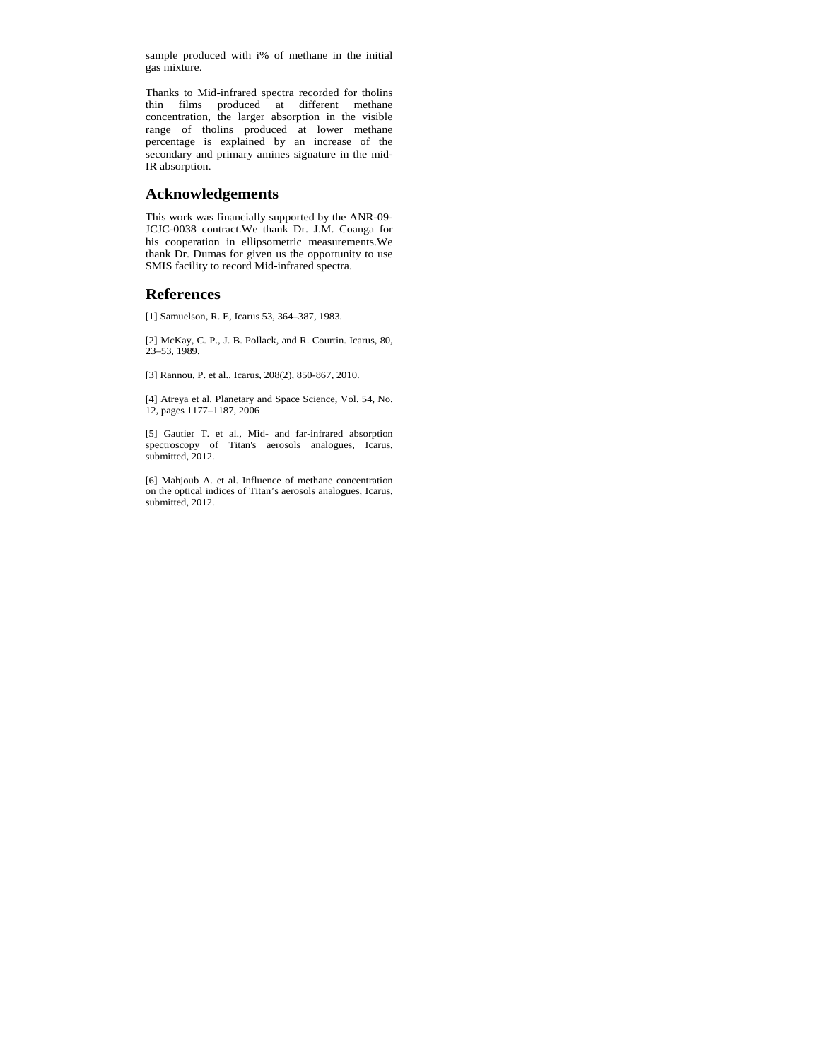sample produced with i% of methane in the initial gas mixture.

Thanks to Mid-infrared spectra recorded for tholins thin films produced at different methane concentration, the larger absorption in the visible range of tholins produced at lower methane percentage is explained by an increase of the secondary and primary amines signature in the mid-IR absorption.

## Acknowledgements

This work was financially supported by the ANR-09-JCJC-0038 contract.We thank Dr. J.M. Coanga for his cooperation in ellipsometric measurements.We thank Dr. Dumas for given us the opportunity to use SMIS facility to record Mid-infrared spectra.

## References

[1] Samuelson, R. E, Icarus 53, 364–387, 1983.

[2] McKay, C. P., J. B. Pollack, and R. Courtin. Icarus, 80, 23–53, 1989.

[3] Rannou, P. et al., Icarus, 208(2), 850-867, 2010.

[4] Atreya et al. Planetary and Space Science, Vol. 54, No. 12, pages 1177–1187, 2006

[5] Gautier T. et al., Mid- and far-infrared absorption spectroscopy of Titan's aerosols analogues, Icarus, submitted, 2012.

[6] Mahjoub A. et al. Influence of methane concentration on the optical indices of Titan's aerosols analogues, Icarus, submitted, 2012.